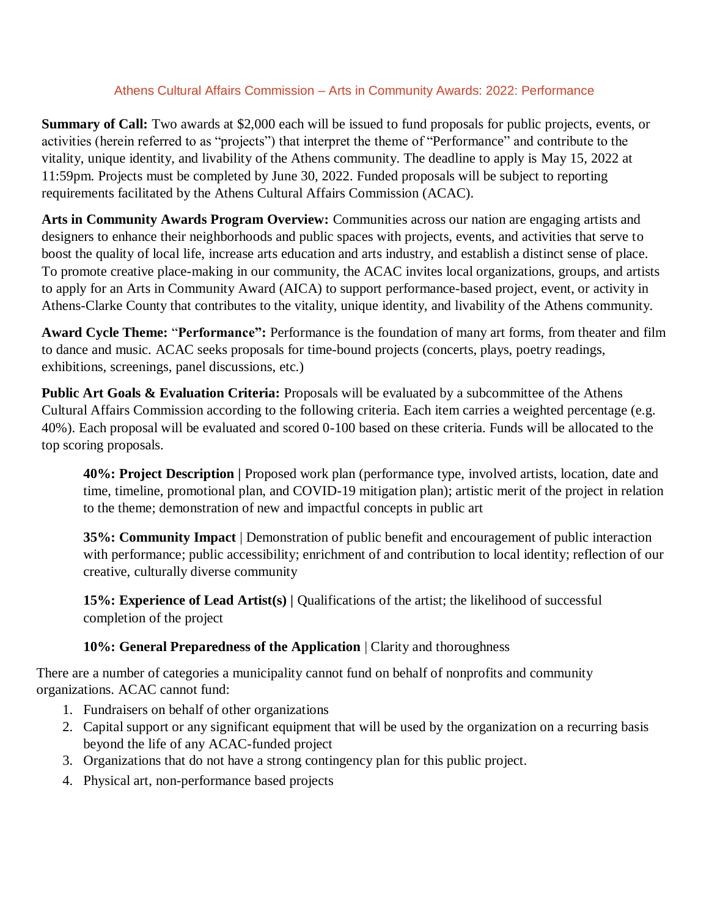# Athens Cultural Affairs Commission – Arts in Community Awards: 2022: Performance

**Summary of Call:** Two awards at $2,000 each will be issued to fund proposals for public projects, events, or activities (herein referred to as "projects") that interpret the theme of "Performance" and contribute to the vitality, unique identity, and livability of the Athens community. The deadline to apply is May 15, 2022 at 11:59pm. Projects must be completed by June 30, 2022. Funded proposals will be subject to reporting requirements facilitated by the Athens Cultural Affairs Commission (ACAC).

**Arts in Community Awards Program Overview:** Communities across our nation are engaging artists and designers to enhance their neighborhoods and public spaces with projects, events, and activities that serve to boost the quality of local life, increase arts education and arts industry, and establish a distinct sense of place. To promote creative place-making in our community, the ACAC invites local organizations, groups, and artists to apply for an Arts in Community Award (AICA) to support performance-based project, event, or activity in Athens-Clarke County that contributes to the vitality, unique identity, and livability of the Athens community.

**Award Cycle Theme:** "**Performance":** Performance is the foundation of many art forms, from theater and film to dance and music. ACAC seeks proposals for time-bound projects (concerts, plays, poetry readings, exhibitions, screenings, panel discussions, etc.)

**Public Art Goals & Evaluation Criteria:** Proposals will be evaluated by a subcommittee of the Athens Cultural Affairs Commission according to the following criteria. Each item carries a weighted percentage (e.g. 40%). Each proposal will be evaluated and scored 0-100 based on these criteria. Funds will be allocated to the top scoring proposals.

> **40%: Project Description |** Proposed work plan (performance type, involved artists, location, date and time, timeline, promotional plan, and COVID-19 mitigation plan); artistic merit of the project in relation to the theme; demonstration of new and impactful concepts in public art
>
> **35%: Community Impact** | Demonstration of public benefit and encouragement of public interaction with performance; public accessibility; enrichment of and contribution to local identity; reflection of our creative, culturally diverse community
>
> **15%: Experience of Lead Artist(s) |** Qualifications of the artist; the likelihood of successful completion of the project
>
> **10%: General Preparedness of the Application** | Clarity and thoroughness

There are a number of categories a municipality cannot fund on behalf of nonprofits and community organizations. ACAC cannot fund:

1. Fundraisers on behalf of other organizations
2. Capital support or any significant equipment that will be used by the organization on a recurring basis beyond the life of any ACAC-funded project
3. Organizations that do not have a strong contingency plan for this public project.
4. Physical art, non-performance based projects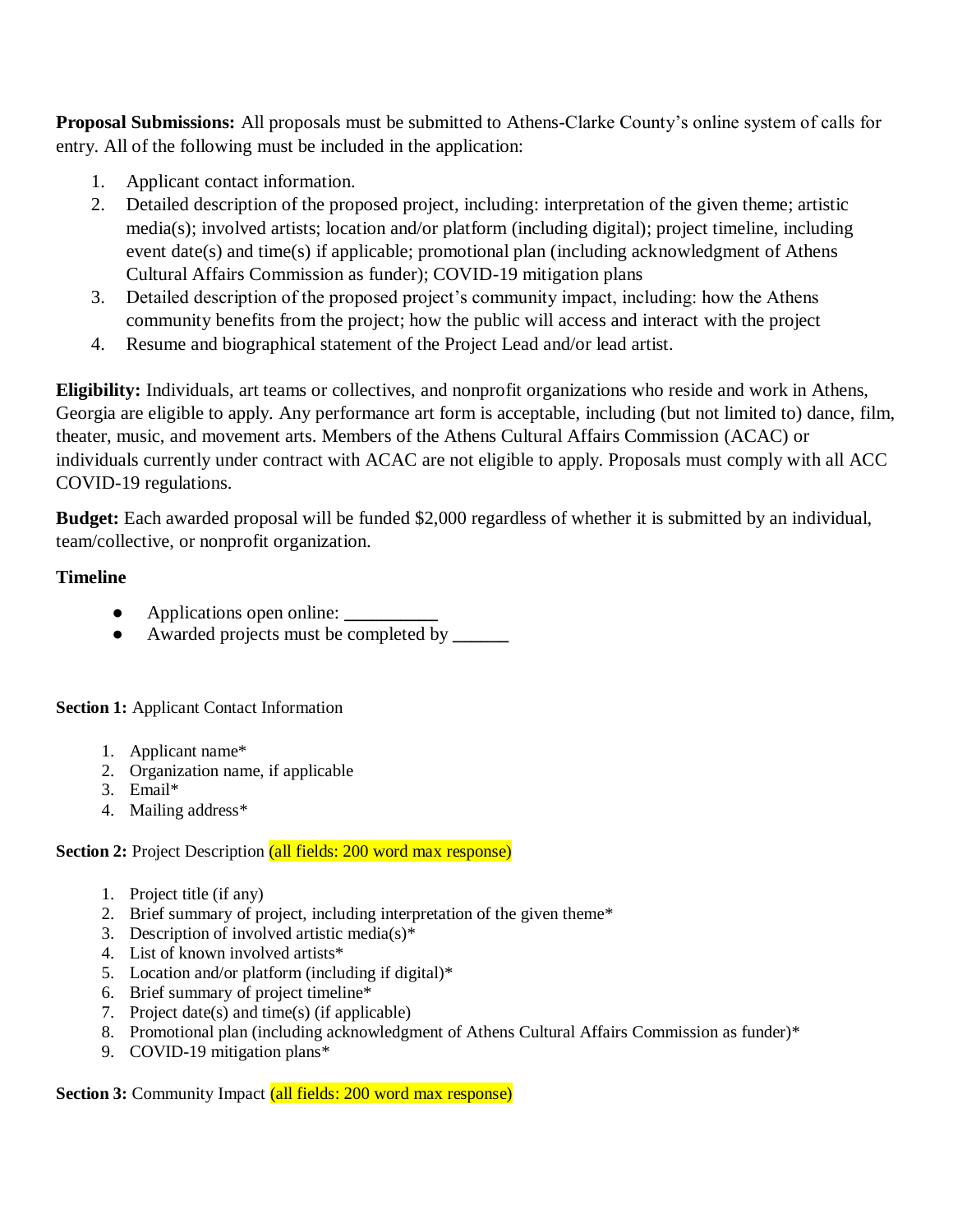**Proposal Submissions:** All proposals must be submitted to Athens-Clarke County's online system of calls for entry. All of the following must be included in the application:

1. Applicant contact information.
2. Detailed description of the proposed project, including: interpretation of the given theme; artistic media(s); involved artists; location and/or platform (including digital); project timeline, including event date(s) and time(s) if applicable; promotional plan (including acknowledgment of Athens Cultural Affairs Commission as funder); COVID-19 mitigation plans
3. Detailed description of the proposed project's community impact, including: how the Athens community benefits from the project; how the public will access and interact with the project
4. Resume and biographical statement of the Project Lead and/or lead artist.

**Eligibility:** Individuals, art teams or collectives, and nonprofit organizations who reside and work in Athens, Georgia are eligible to apply. Any performance art form is acceptable, including (but not limited to) dance, film, theater, music, and movement arts. Members of the Athens Cultural Affairs Commission (ACAC) or individuals currently under contract with ACAC are not eligible to apply. Proposals must comply with all ACC COVID-19 regulations.

**Budget:** Each awarded proposal will be funded $2,000 regardless of whether it is submitted by an individual, team/collective, or nonprofit organization.

**Timeline**

- Applications open online: __________
- Awarded projects must be completed by ______

**Section 1:** Applicant Contact Information

1. Applicant name*
2. Organization name, if applicable
3. Email*
4. Mailing address*

**Section 2:** Project Description (all fields: 200 word max response)

1. Project title (if any)
2. Brief summary of project, including interpretation of the given theme*
3. Description of involved artistic media(s)*
4. List of known involved artists*
5. Location and/or platform (including if digital)*
6. Brief summary of project timeline*
7. Project date(s) and time(s) (if applicable)
8. Promotional plan (including acknowledgment of Athens Cultural Affairs Commission as funder)*
9. COVID-19 mitigation plans*

**Section 3:** Community Impact (all fields: 200 word max response)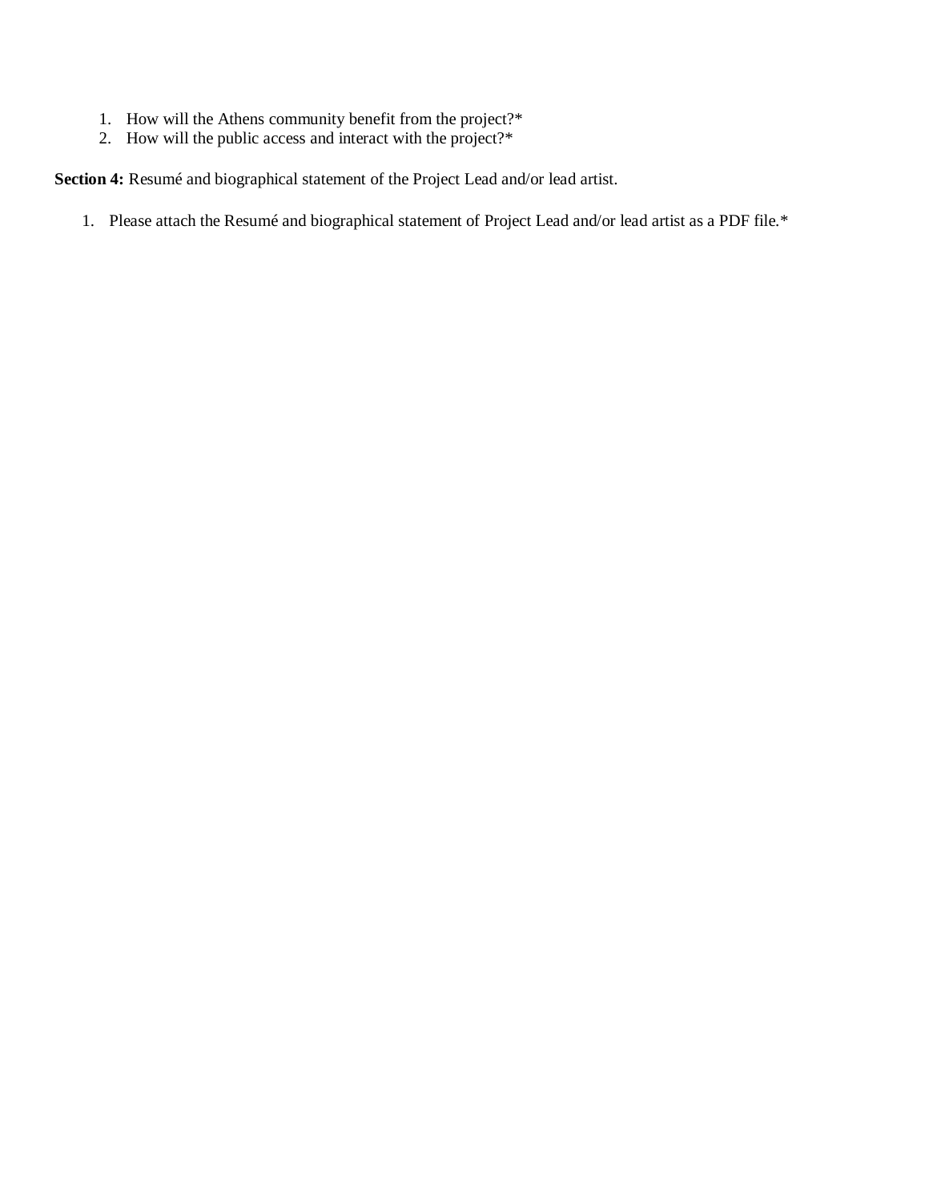1. How will the Athens community benefit from the project?*
2. How will the public access and interact with the project?*

**Section 4:** Resumé and biographical statement of the Project Lead and/or lead artist.

1. Please attach the Resumé and biographical statement of Project Lead and/or lead artist as a PDF file.*